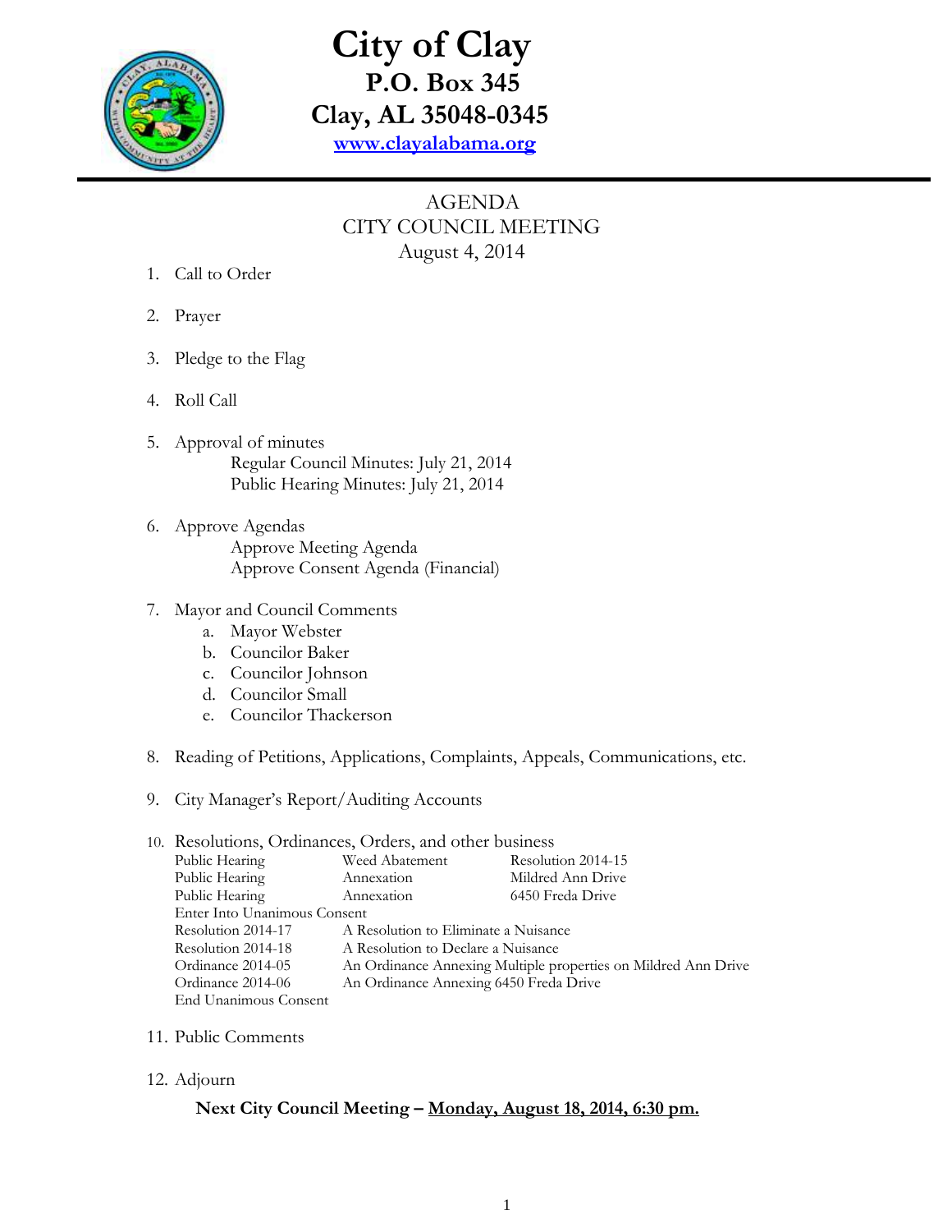# City of Clay

**P.O. Box 345**

**Clay, AL 35048-0345**

**www.clayalabama.org**

## AGENDA
## CITY COUNCIL MEETING
## August 4, 2014

1. Call to Order

2. Prayer

3. Pledge to the Flag

4. Roll Call

5. Approval of minutes
   - Regular Council Minutes: July 21, 2014
   - Public Hearing Minutes: July 21, 2014

6. Approve Agendas
   - Approve Meeting Agenda
   - Approve Consent Agenda (Financial)

7. Mayor and Council Comments
   a. Mayor Webster
   b. Councilor Baker
   c. Councilor Johnson
   d. Councilor Small
   e. Councilor Thackerson

8. Reading of Petitions, Applications, Complaints, Appeals, Communications, etc.

9. City Manager's Report/Auditing Accounts

10. Resolutions, Ordinances, Orders, and other business

| | | |
|---|---|---|
| Public Hearing | Weed Abatement | Resolution 2014-15 |
| Public Hearing | Annexation | Mildred Ann Drive |
| Public Hearing | Annexation | 6450 Freda Drive |
| Enter Into Unanimous Consent | | |
| Resolution 2014-17 | A Resolution to Eliminate a Nuisance | |
| Resolution 2014-18 | A Resolution to Declare a Nuisance | |
| Ordinance 2014-05 | An Ordinance Annexing Multiple properties on Mildred Ann Drive | |
| Ordinance 2014-06 | An Ordinance Annexing 6450 Freda Drive | |
| End Unanimous Consent | | |

11. Public Comments

12. Adjourn

**Next City Council Meeting – Monday, August 18, 2014, 6:30 pm.**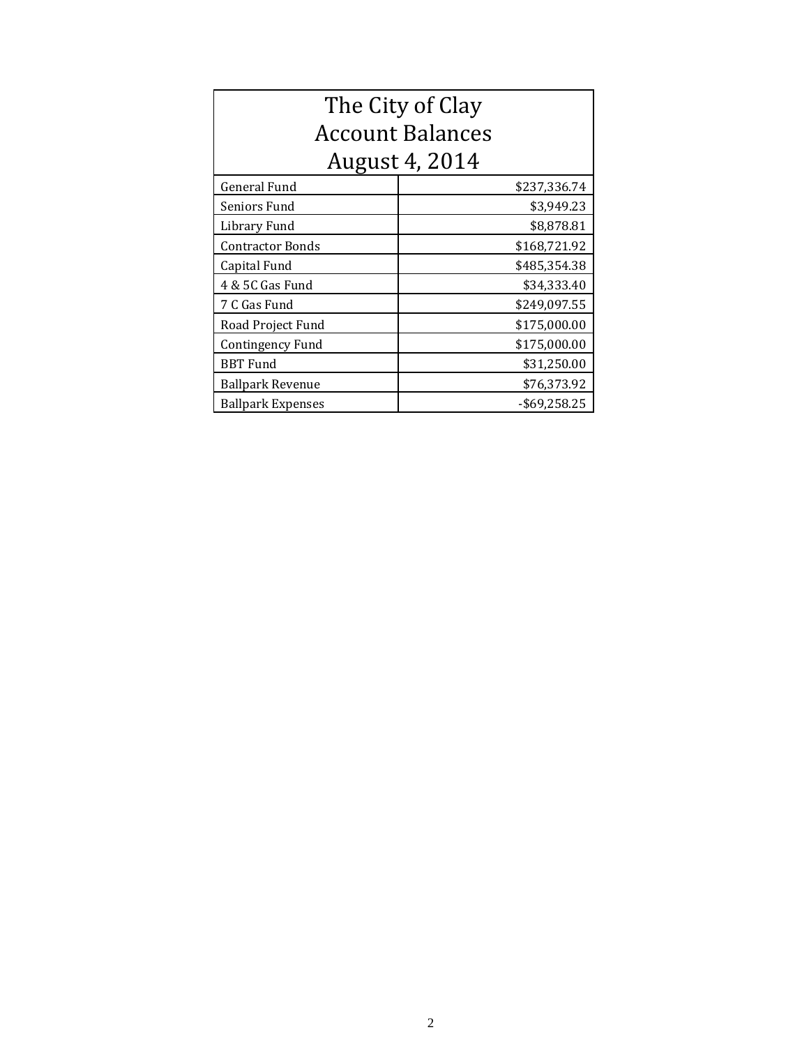# The City of Clay
## Account Balances
### August 4, 2014

| | |
|---|---|
| General Fund | $237,336.74 |
| Seniors Fund | $3,949.23 |
| Library Fund | $8,878.81 |
| Contractor Bonds | $168,721.92 |
| Capital Fund | $485,354.38 |
| 4 & 5C Gas Fund | $34,333.40 |
| 7 C Gas Fund | $249,097.55 |
| Road Project Fund | $175,000.00 |
| Contingency Fund | $175,000.00 |
| BBT Fund | $31,250.00 |
| Ballpark Revenue | $76,373.92 |
| Ballpark Expenses | -$69,258.25 |